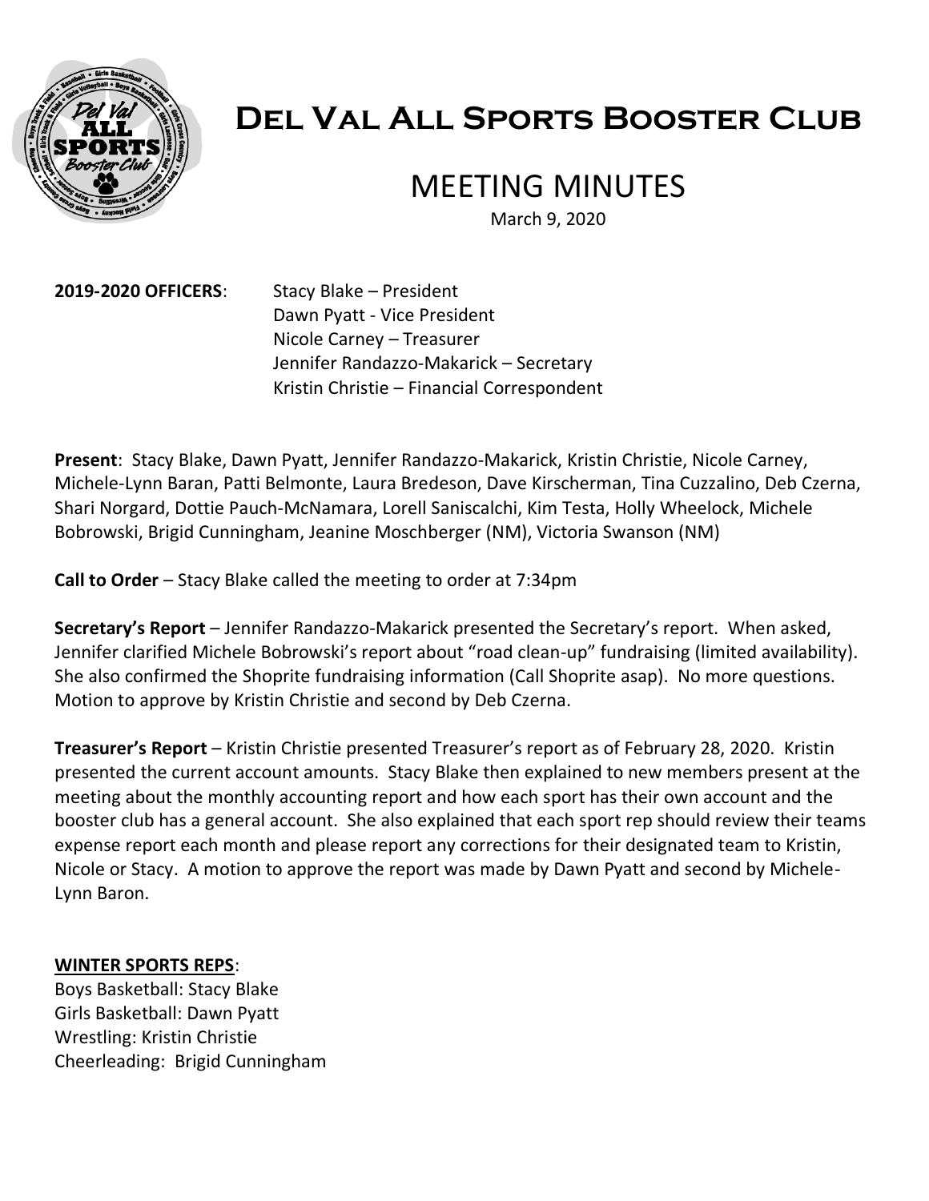# Del Val All Sports Booster Club

## MEETING MINUTES

March 9, 2020

**2019-2020 OFFICERS**:
Stacy Blake – President
Dawn Pyatt - Vice President
Nicole Carney – Treasurer
Jennifer Randazzo-Makarick – Secretary
Kristin Christie – Financial Correspondent

**Present**: Stacy Blake, Dawn Pyatt, Jennifer Randazzo-Makarick, Kristin Christie, Nicole Carney, Michele-Lynn Baran, Patti Belmonte, Laura Bredeson, Dave Kirscherman, Tina Cuzzalino, Deb Czerna, Shari Norgard, Dottie Pauch-McNamara, Lorell Saniscalchi, Kim Testa, Holly Wheelock, Michele Bobrowski, Brigid Cunningham, Jeanine Moschberger (NM), Victoria Swanson (NM)

**Call to Order** – Stacy Blake called the meeting to order at 7:34pm

**Secretary's Report** – Jennifer Randazzo-Makarick presented the Secretary's report. When asked, Jennifer clarified Michele Bobrowski's report about "road clean-up" fundraising (limited availability). She also confirmed the Shoprite fundraising information (Call Shoprite asap). No more questions. Motion to approve by Kristin Christie and second by Deb Czerna.

**Treasurer's Report** – Kristin Christie presented Treasurer's report as of February 28, 2020. Kristin presented the current account amounts. Stacy Blake then explained to new members present at the meeting about the monthly accounting report and how each sport has their own account and the booster club has a general account. She also explained that each sport rep should review their teams expense report each month and please report any corrections for their designated team to Kristin, Nicole or Stacy. A motion to approve the report was made by Dawn Pyatt and second by Michele-Lynn Baron.

**WINTER SPORTS REPS**:

Boys Basketball: Stacy Blake
Girls Basketball: Dawn Pyatt
Wrestling: Kristin Christie
Cheerleading: Brigid Cunningham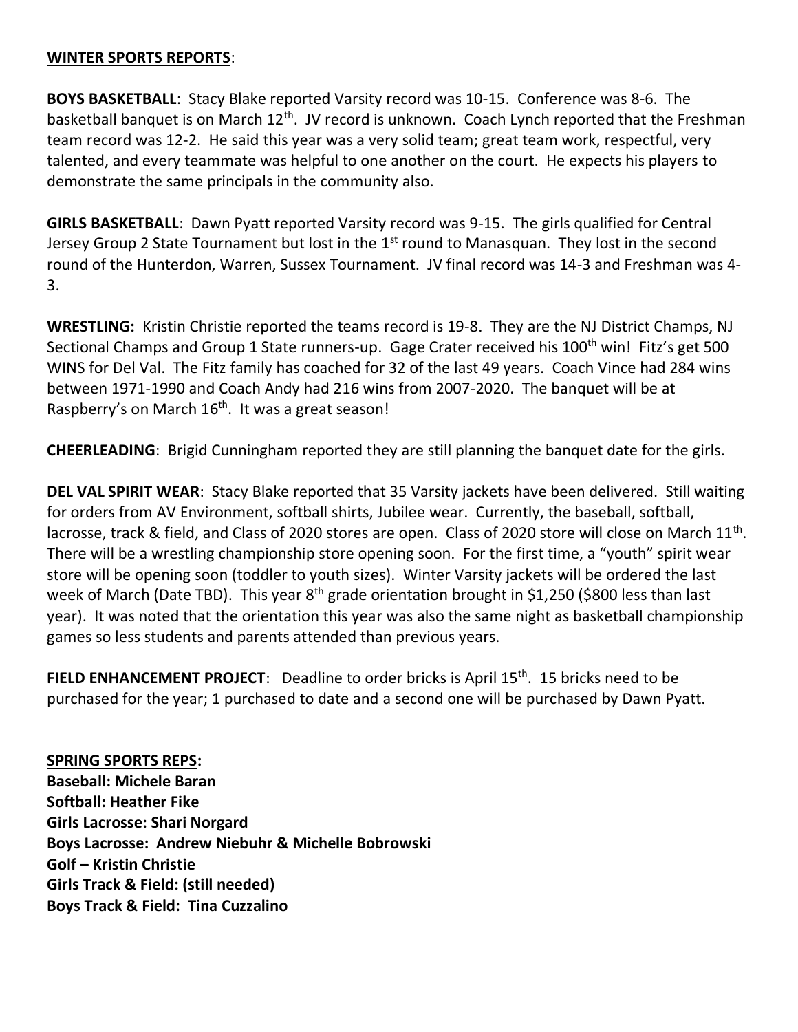**WINTER SPORTS REPORTS**:

**BOYS BASKETBALL**: Stacy Blake reported Varsity record was 10-15. Conference was 8-6. The basketball banquet is on March 12th. JV record is unknown. Coach Lynch reported that the Freshman team record was 12-2. He said this year was a very solid team; great team work, respectful, very talented, and every teammate was helpful to one another on the court. He expects his players to demonstrate the same principals in the community also.

**GIRLS BASKETBALL**: Dawn Pyatt reported Varsity record was 9-15. The girls qualified for Central Jersey Group 2 State Tournament but lost in the 1st round to Manasquan. They lost in the second round of the Hunterdon, Warren, Sussex Tournament. JV final record was 14-3 and Freshman was 4-3.

**WRESTLING:** Kristin Christie reported the teams record is 19-8. They are the NJ District Champs, NJ Sectional Champs and Group 1 State runners-up. Gage Crater received his 100th win! Fitz's get 500 WINS for Del Val. The Fitz family has coached for 32 of the last 49 years. Coach Vince had 284 wins between 1971-1990 and Coach Andy had 216 wins from 2007-2020. The banquet will be at Raspberry's on March 16th. It was a great season!

**CHEERLEADING**: Brigid Cunningham reported they are still planning the banquet date for the girls.

**DEL VAL SPIRIT WEAR**: Stacy Blake reported that 35 Varsity jackets have been delivered. Still waiting for orders from AV Environment, softball shirts, Jubilee wear. Currently, the baseball, softball, lacrosse, track & field, and Class of 2020 stores are open. Class of 2020 store will close on March 11th. There will be a wrestling championship store opening soon. For the first time, a "youth" spirit wear store will be opening soon (toddler to youth sizes). Winter Varsity jackets will be ordered the last week of March (Date TBD). This year 8th grade orientation brought in $1,250 ($800 less than last year). It was noted that the orientation this year was also the same night as basketball championship games so less students and parents attended than previous years.

**FIELD ENHANCEMENT PROJECT**: Deadline to order bricks is April 15th. 15 bricks need to be purchased for the year; 1 purchased to date and a second one will be purchased by Dawn Pyatt.

**SPRING SPORTS REPS:**
**Baseball: Michele Baran**
**Softball: Heather Fike**
**Girls Lacrosse: Shari Norgard**
**Boys Lacrosse: Andrew Niebuhr & Michelle Bobrowski**
**Golf – Kristin Christie**
**Girls Track & Field: (still needed)**
**Boys Track & Field: Tina Cuzzalino**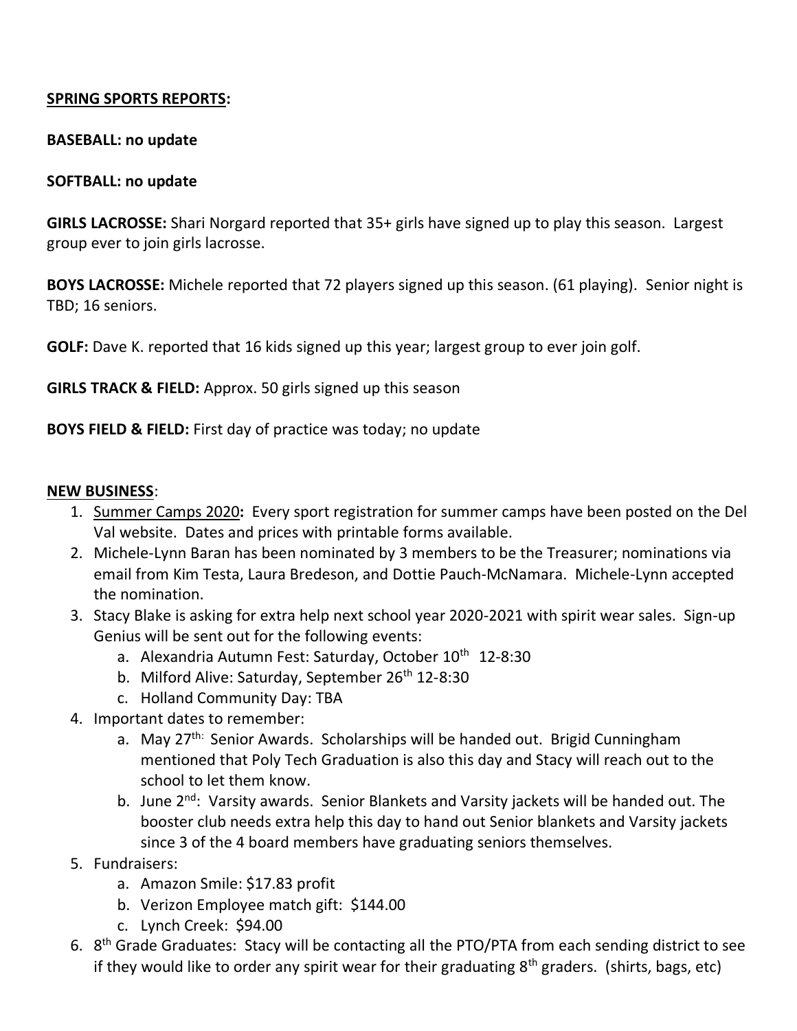**SPRING SPORTS REPORTS:**

**BASEBALL: no update**

**SOFTBALL: no update**

**GIRLS LACROSSE:** Shari Norgard reported that 35+ girls have signed up to play this season. Largest group ever to join girls lacrosse.

**BOYS LACROSSE:** Michele reported that 72 players signed up this season. (61 playing). Senior night is TBD; 16 seniors.

**GOLF:** Dave K. reported that 16 kids signed up this year; largest group to ever join golf.

**GIRLS TRACK & FIELD:** Approx. 50 girls signed up this season

**BOYS FIELD & FIELD:** First day of practice was today; no update

**NEW BUSINESS**:

1. Summer Camps 2020**:** Every sport registration for summer camps have been posted on the Del Val website. Dates and prices with printable forms available.
2. Michele-Lynn Baran has been nominated by 3 members to be the Treasurer; nominations via email from Kim Testa, Laura Bredeson, and Dottie Pauch-McNamara. Michele-Lynn accepted the nomination.
3. Stacy Blake is asking for extra help next school year 2020-2021 with spirit wear sales. Sign-up Genius will be sent out for the following events:
    a. Alexandria Autumn Fest: Saturday, October 10th 12-8:30
    b. Milford Alive: Saturday, September 26th 12-8:30
    c. Holland Community Day: TBA
4. Important dates to remember:
    a. May 27th: Senior Awards. Scholarships will be handed out. Brigid Cunningham mentioned that Poly Tech Graduation is also this day and Stacy will reach out to the school to let them know.
    b. June 2nd: Varsity awards. Senior Blankets and Varsity jackets will be handed out. The booster club needs extra help this day to hand out Senior blankets and Varsity jackets since 3 of the 4 board members have graduating seniors themselves.
5. Fundraisers:
    a. Amazon Smile: $17.83 profit
    b. Verizon Employee match gift: $144.00
    c. Lynch Creek: $94.00
6. 8th Grade Graduates: Stacy will be contacting all the PTO/PTA from each sending district to see if they would like to order any spirit wear for their graduating 8th graders. (shirts, bags, etc)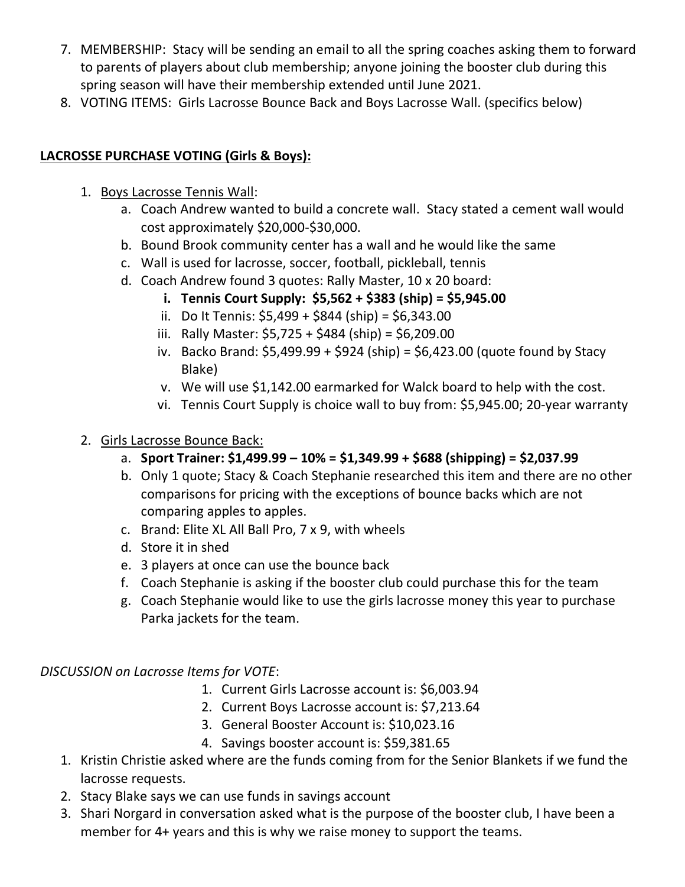7. MEMBERSHIP: Stacy will be sending an email to all the spring coaches asking them to forward to parents of players about club membership; anyone joining the booster club during this spring season will have their membership extended until June 2021.
8. VOTING ITEMS: Girls Lacrosse Bounce Back and Boys Lacrosse Wall. (specifics below)

**LACROSSE PURCHASE VOTING (Girls & Boys):**

1. Boys Lacrosse Tennis Wall:
   a. Coach Andrew wanted to build a concrete wall. Stacy stated a cement wall would cost approximately $20,000-$30,000.
   b. Bound Brook community center has a wall and he would like the same
   c. Wall is used for lacrosse, soccer, football, pickleball, tennis
   d. Coach Andrew found 3 quotes: Rally Master, 10 x 20 board:
      i. **Tennis Court Supply: $5,562 + $383 (ship) = $5,945.00**
      ii. Do It Tennis: $5,499 + $844 (ship) = $6,343.00
      iii. Rally Master: $5,725 + $484 (ship) = $6,209.00
      iv. Backo Brand: $5,499.99 + $924 (ship) = $6,423.00 (quote found by Stacy Blake)
      v. We will use $1,142.00 earmarked for Walck board to help with the cost.
      vi. Tennis Court Supply is choice wall to buy from: $5,945.00; 20-year warranty

2. Girls Lacrosse Bounce Back:
   a. **Sport Trainer: $1,499.99 – 10% = $1,349.99 + $688 (shipping) = $2,037.99**
   b. Only 1 quote; Stacy & Coach Stephanie researched this item and there are no other comparisons for pricing with the exceptions of bounce backs which are not comparing apples to apples.
   c. Brand: Elite XL All Ball Pro, 7 x 9, with wheels
   d. Store it in shed
   e. 3 players at once can use the bounce back
   f. Coach Stephanie is asking if the booster club could purchase this for the team
   g. Coach Stephanie would like to use the girls lacrosse money this year to purchase Parka jackets for the team.

*DISCUSSION on Lacrosse Items for VOTE*:

1. Current Girls Lacrosse account is: $6,003.94
2. Current Boys Lacrosse account is: $7,213.64
3. General Booster Account is: $10,023.16
4. Savings booster account is: $59,381.65

1. Kristin Christie asked where are the funds coming from for the Senior Blankets if we fund the lacrosse requests.
2. Stacy Blake says we can use funds in savings account
3. Shari Norgard in conversation asked what is the purpose of the booster club, I have been a member for 4+ years and this is why we raise money to support the teams.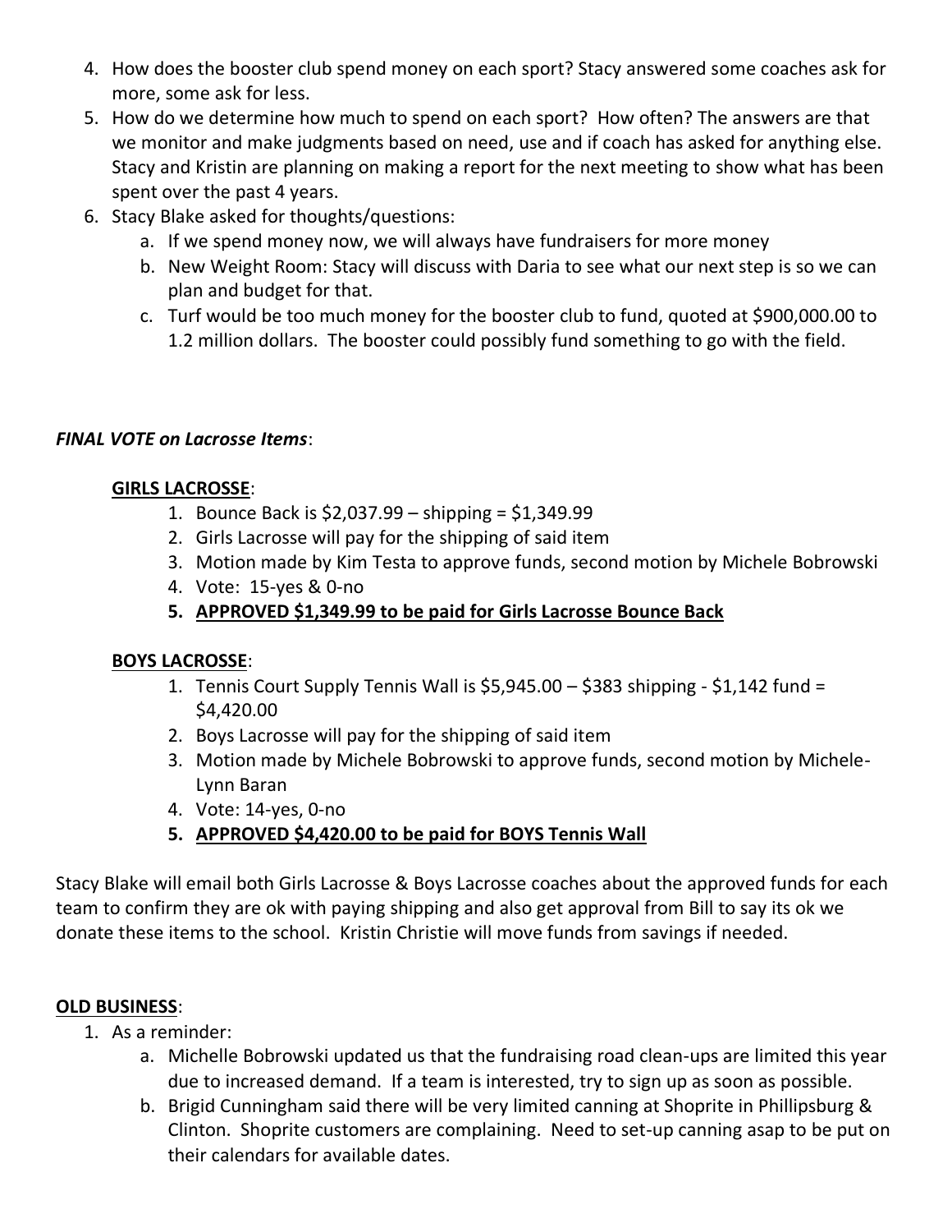4. How does the booster club spend money on each sport? Stacy answered some coaches ask for more, some ask for less.
5. How do we determine how much to spend on each sport? How often? The answers are that we monitor and make judgments based on need, use and if coach has asked for anything else. Stacy and Kristin are planning on making a report for the next meeting to show what has been spent over the past 4 years.
6. Stacy Blake asked for thoughts/questions:
   a. If we spend money now, we will always have fundraisers for more money
   b. New Weight Room: Stacy will discuss with Daria to see what our next step is so we can plan and budget for that.
   c. Turf would be too much money for the booster club to fund, quoted at $900,000.00 to 1.2 million dollars. The booster could possibly fund something to go with the field.

***FINAL VOTE on Lacrosse Items***:

**<u>GIRLS LACROSSE</u>**:

1. Bounce Back is $2,037.99 – shipping = $1,349.99
2. Girls Lacrosse will pay for the shipping of said item
3. Motion made by Kim Testa to approve funds, second motion by Michele Bobrowski
4. Vote: 15-yes & 0-no
5. **<u>APPROVED $1,349.99 to be paid for Girls Lacrosse Bounce Back</u>**

**<u>BOYS LACROSSE</u>**:

1. Tennis Court Supply Tennis Wall is $5,945.00 – $383 shipping - $1,142 fund = $4,420.00
2. Boys Lacrosse will pay for the shipping of said item
3. Motion made by Michele Bobrowski to approve funds, second motion by Michele-Lynn Baran
4. Vote: 14-yes, 0-no
5. **<u>APPROVED $4,420.00 to be paid for BOYS Tennis Wall</u>**

Stacy Blake will email both Girls Lacrosse & Boys Lacrosse coaches about the approved funds for each team to confirm they are ok with paying shipping and also get approval from Bill to say its ok we donate these items to the school. Kristin Christie will move funds from savings if needed.

**<u>OLD BUSINESS</u>**:

1. As a reminder:
   a. Michelle Bobrowski updated us that the fundraising road clean-ups are limited this year due to increased demand. If a team is interested, try to sign up as soon as possible.
   b. Brigid Cunningham said there will be very limited canning at Shoprite in Phillipsburg & Clinton. Shoprite customers are complaining. Need to set-up canning asap to be put on their calendars for available dates.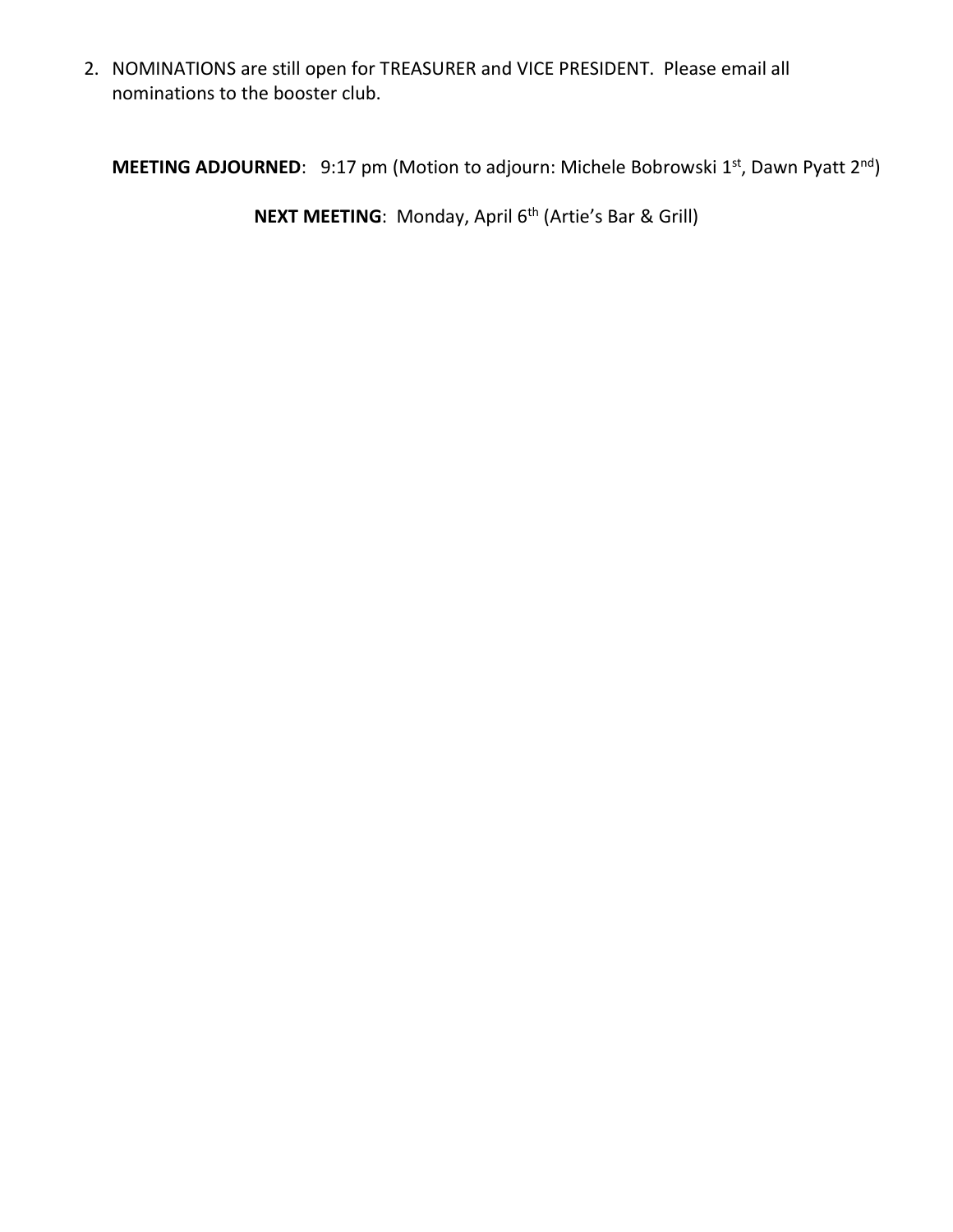2. NOMINATIONS are still open for TREASURER and VICE PRESIDENT. Please email all nominations to the booster club.

**MEETING ADJOURNED**: 9:17 pm (Motion to adjourn: Michele Bobrowski 1st, Dawn Pyatt 2nd)

**NEXT MEETING**: Monday, April 6th (Artie's Bar & Grill)